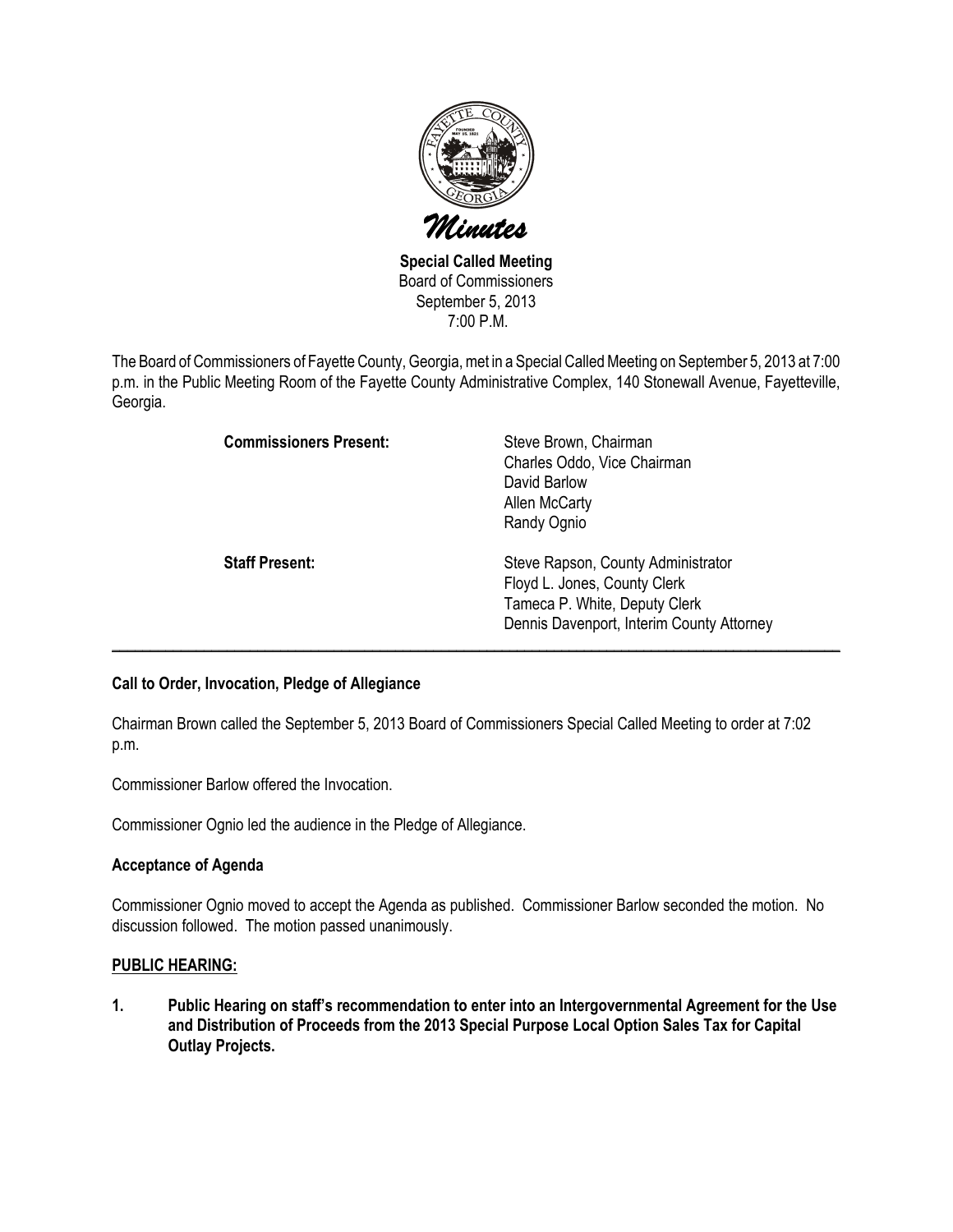# Minutes

**Special Called Meeting**
Board of Commissioners
September 5, 2013
7:00 P.M.

The Board of Commissioners of Fayette County, Georgia, met in a Special Called Meeting on September 5, 2013 at 7:00 p.m. in the Public Meeting Room of the Fayette County Administrative Complex, 140 Stonewall Avenue, Fayetteville, Georgia.

| | |
|---|---|
| **Commissioners Present:** | Steve Brown, Chairman<br>Charles Oddo, Vice Chairman<br>David Barlow<br>Allen McCarty<br>Randy Ognio |
| **Staff Present:** | Steve Rapson, County Administrator<br>Floyd L. Jones, County Clerk<br>Tameca P. White, Deputy Clerk<br>Dennis Davenport, Interim County Attorney |

---

**Call to Order, Invocation, Pledge of Allegiance**

Chairman Brown called the September 5, 2013 Board of Commissioners Special Called Meeting to order at 7:02 p.m.

Commissioner Barlow offered the Invocation.

Commissioner Ognio led the audience in the Pledge of Allegiance.

**Acceptance of Agenda**

Commissioner Ognio moved to accept the Agenda as published. Commissioner Barlow seconded the motion. No discussion followed. The motion passed unanimously.

**PUBLIC HEARING:**

**1. Public Hearing on staff's recommendation to enter into an Intergovernmental Agreement for the Use and Distribution of Proceeds from the 2013 Special Purpose Local Option Sales Tax for Capital Outlay Projects.**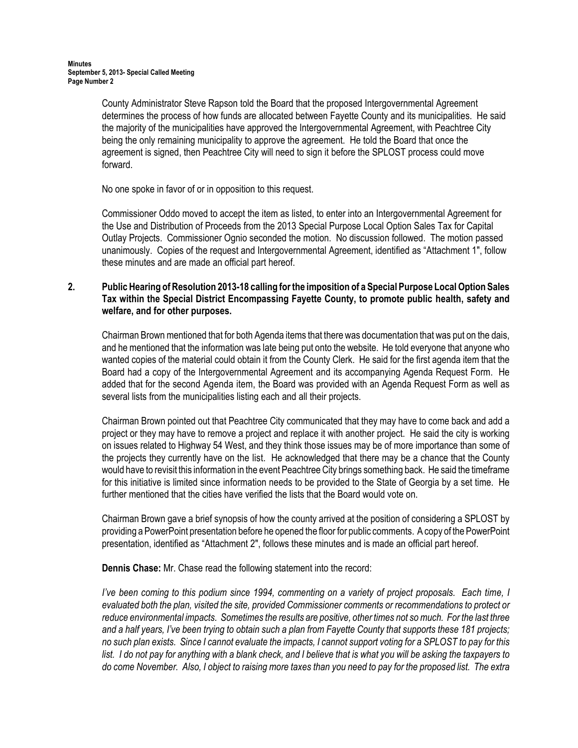County Administrator Steve Rapson told the Board that the proposed Intergovernmental Agreement determines the process of how funds are allocated between Fayette County and its municipalities. He said the majority of the municipalities have approved the Intergovernmental Agreement, with Peachtree City being the only remaining municipality to approve the agreement. He told the Board that once the agreement is signed, then Peachtree City will need to sign it before the SPLOST process could move forward.

No one spoke in favor of or in opposition to this request.

Commissioner Oddo moved to accept the item as listed, to enter into an Intergovernmental Agreement for the Use and Distribution of Proceeds from the 2013 Special Purpose Local Option Sales Tax for Capital Outlay Projects. Commissioner Ognio seconded the motion. No discussion followed. The motion passed unanimously. Copies of the request and Intergovernmental Agreement, identified as "Attachment 1", follow these minutes and are made an official part hereof.

**2. Public Hearing of Resolution 2013-18 calling for the imposition of a Special Purpose Local Option Sales Tax within the Special District Encompassing Fayette County, to promote public health, safety and welfare, and for other purposes.**

Chairman Brown mentioned that for both Agenda items that there was documentation that was put on the dais, and he mentioned that the information was late being put onto the website. He told everyone that anyone who wanted copies of the material could obtain it from the County Clerk. He said for the first agenda item that the Board had a copy of the Intergovernmental Agreement and its accompanying Agenda Request Form. He added that for the second Agenda item, the Board was provided with an Agenda Request Form as well as several lists from the municipalities listing each and all their projects.

Chairman Brown pointed out that Peachtree City communicated that they may have to come back and add a project or they may have to remove a project and replace it with another project. He said the city is working on issues related to Highway 54 West, and they think those issues may be of more importance than some of the projects they currently have on the list. He acknowledged that there may be a chance that the County would have to revisit this information in the event Peachtree City brings something back. He said the timeframe for this initiative is limited since information needs to be provided to the State of Georgia by a set time. He further mentioned that the cities have verified the lists that the Board would vote on.

Chairman Brown gave a brief synopsis of how the county arrived at the position of considering a SPLOST by providing a PowerPoint presentation before he opened the floor for public comments. A copy of the PowerPoint presentation, identified as "Attachment 2", follows these minutes and is made an official part hereof.

**Dennis Chase:** Mr. Chase read the following statement into the record:

*I've been coming to this podium since 1994, commenting on a variety of project proposals. Each time, I evaluated both the plan, visited the site, provided Commissioner comments or recommendations to protect or reduce environmental impacts. Sometimes the results are positive, other times not so much. For the last three and a half years, I've been trying to obtain such a plan from Fayette County that supports these 181 projects; no such plan exists. Since I cannot evaluate the impacts, I cannot support voting for a SPLOST to pay for this list. I do not pay for anything with a blank check, and I believe that is what you will be asking the taxpayers to do come November. Also, I object to raising more taxes than you need to pay for the proposed list. The extra*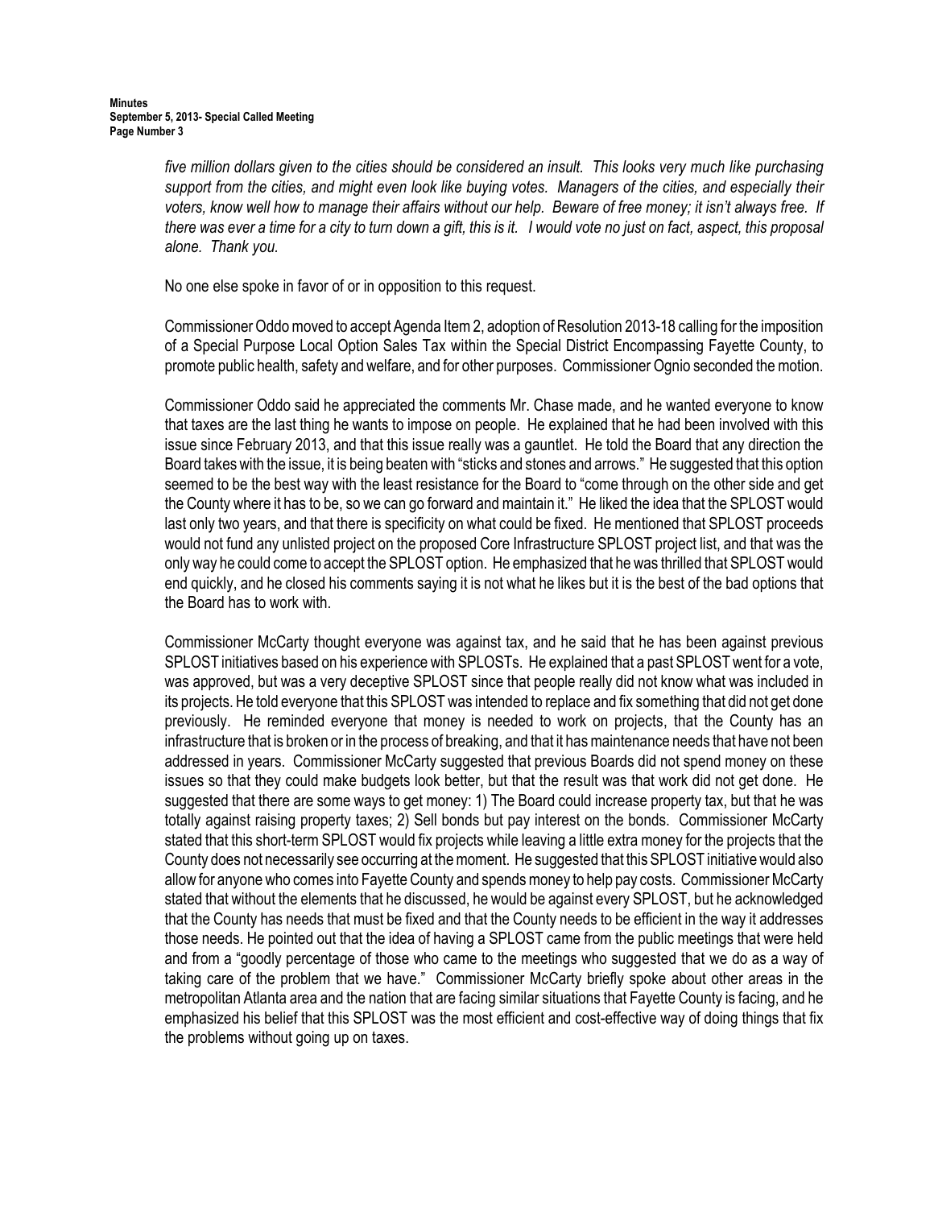*five million dollars given to the cities should be considered an insult. This looks very much like purchasing support from the cities, and might even look like buying votes. Managers of the cities, and especially their voters, know well how to manage their affairs without our help. Beware of free money; it isn't always free. If there was ever a time for a city to turn down a gift, this is it. I would vote no just on fact, aspect, this proposal alone. Thank you.*

No one else spoke in favor of or in opposition to this request.

Commissioner Oddo moved to accept Agenda Item 2, adoption of Resolution 2013-18 calling for the imposition of a Special Purpose Local Option Sales Tax within the Special District Encompassing Fayette County, to promote public health, safety and welfare, and for other purposes. Commissioner Ognio seconded the motion.

Commissioner Oddo said he appreciated the comments Mr. Chase made, and he wanted everyone to know that taxes are the last thing he wants to impose on people. He explained that he had been involved with this issue since February 2013, and that this issue really was a gauntlet. He told the Board that any direction the Board takes with the issue, it is being beaten with "sticks and stones and arrows." He suggested that this option seemed to be the best way with the least resistance for the Board to "come through on the other side and get the County where it has to be, so we can go forward and maintain it." He liked the idea that the SPLOST would last only two years, and that there is specificity on what could be fixed. He mentioned that SPLOST proceeds would not fund any unlisted project on the proposed Core Infrastructure SPLOST project list, and that was the only way he could come to accept the SPLOST option. He emphasized that he was thrilled that SPLOST would end quickly, and he closed his comments saying it is not what he likes but it is the best of the bad options that the Board has to work with.

Commissioner McCarty thought everyone was against tax, and he said that he has been against previous SPLOST initiatives based on his experience with SPLOSTs. He explained that a past SPLOST went for a vote, was approved, but was a very deceptive SPLOST since that people really did not know what was included in its projects. He told everyone that this SPLOST was intended to replace and fix something that did not get done previously. He reminded everyone that money is needed to work on projects, that the County has an infrastructure that is broken or in the process of breaking, and that it has maintenance needs that have not been addressed in years. Commissioner McCarty suggested that previous Boards did not spend money on these issues so that they could make budgets look better, but that the result was that work did not get done. He suggested that there are some ways to get money: 1) The Board could increase property tax, but that he was totally against raising property taxes; 2) Sell bonds but pay interest on the bonds. Commissioner McCarty stated that this short-term SPLOST would fix projects while leaving a little extra money for the projects that the County does not necessarily see occurring at the moment. He suggested that this SPLOST initiative would also allow for anyone who comes into Fayette County and spends money to help pay costs. Commissioner McCarty stated that without the elements that he discussed, he would be against every SPLOST, but he acknowledged that the County has needs that must be fixed and that the County needs to be efficient in the way it addresses those needs. He pointed out that the idea of having a SPLOST came from the public meetings that were held and from a "goodly percentage of those who came to the meetings who suggested that we do as a way of taking care of the problem that we have." Commissioner McCarty briefly spoke about other areas in the metropolitan Atlanta area and the nation that are facing similar situations that Fayette County is facing, and he emphasized his belief that this SPLOST was the most efficient and cost-effective way of doing things that fix the problems without going up on taxes.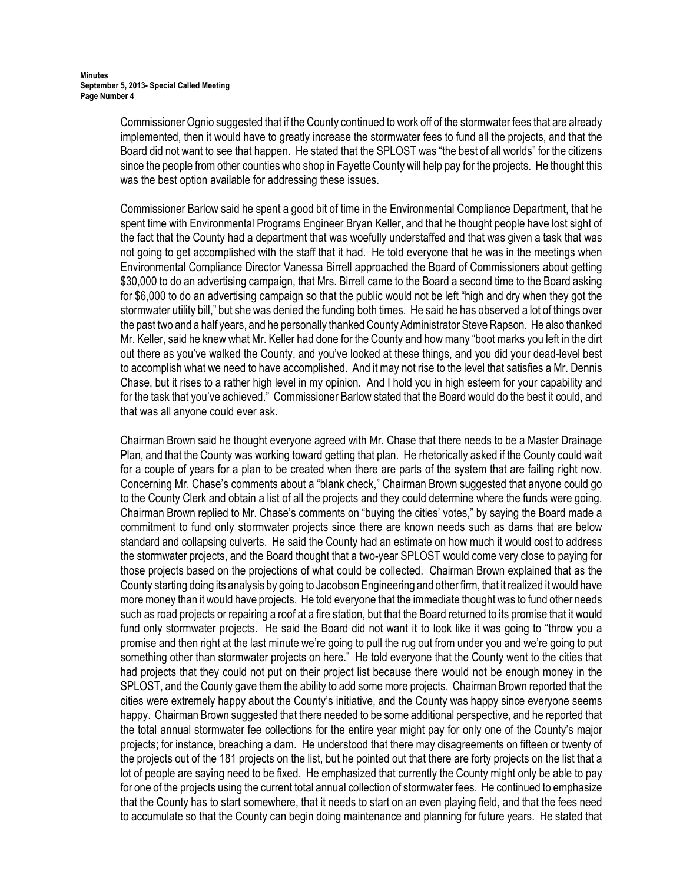Commissioner Ognio suggested that if the County continued to work off of the stormwater fees that are already implemented, then it would have to greatly increase the stormwater fees to fund all the projects, and that the Board did not want to see that happen. He stated that the SPLOST was "the best of all worlds" for the citizens since the people from other counties who shop in Fayette County will help pay for the projects. He thought this was the best option available for addressing these issues.

Commissioner Barlow said he spent a good bit of time in the Environmental Compliance Department, that he spent time with Environmental Programs Engineer Bryan Keller, and that he thought people have lost sight of the fact that the County had a department that was woefully understaffed and that was given a task that was not going to get accomplished with the staff that it had. He told everyone that he was in the meetings when Environmental Compliance Director Vanessa Birrell approached the Board of Commissioners about getting $30,000 to do an advertising campaign, that Mrs. Birrell came to the Board a second time to the Board asking for $6,000 to do an advertising campaign so that the public would not be left "high and dry when they got the stormwater utility bill," but she was denied the funding both times. He said he has observed a lot of things over the past two and a half years, and he personally thanked County Administrator Steve Rapson. He also thanked Mr. Keller, said he knew what Mr. Keller had done for the County and how many "boot marks you left in the dirt out there as you've walked the County, and you've looked at these things, and you did your dead-level best to accomplish what we need to have accomplished. And it may not rise to the level that satisfies a Mr. Dennis Chase, but it rises to a rather high level in my opinion. And I hold you in high esteem for your capability and for the task that you've achieved." Commissioner Barlow stated that the Board would do the best it could, and that was all anyone could ever ask.

Chairman Brown said he thought everyone agreed with Mr. Chase that there needs to be a Master Drainage Plan, and that the County was working toward getting that plan. He rhetorically asked if the County could wait for a couple of years for a plan to be created when there are parts of the system that are failing right now. Concerning Mr. Chase's comments about a "blank check," Chairman Brown suggested that anyone could go to the County Clerk and obtain a list of all the projects and they could determine where the funds were going. Chairman Brown replied to Mr. Chase's comments on "buying the cities' votes," by saying the Board made a commitment to fund only stormwater projects since there are known needs such as dams that are below standard and collapsing culverts. He said the County had an estimate on how much it would cost to address the stormwater projects, and the Board thought that a two-year SPLOST would come very close to paying for those projects based on the projections of what could be collected. Chairman Brown explained that as the County starting doing its analysis by going to Jacobson Engineering and other firm, that it realized it would have more money than it would have projects. He told everyone that the immediate thought was to fund other needs such as road projects or repairing a roof at a fire station, but that the Board returned to its promise that it would fund only stormwater projects. He said the Board did not want it to look like it was going to "throw you a promise and then right at the last minute we're going to pull the rug out from under you and we're going to put something other than stormwater projects on here." He told everyone that the County went to the cities that had projects that they could not put on their project list because there would not be enough money in the SPLOST, and the County gave them the ability to add some more projects. Chairman Brown reported that the cities were extremely happy about the County's initiative, and the County was happy since everyone seems happy. Chairman Brown suggested that there needed to be some additional perspective, and he reported that the total annual stormwater fee collections for the entire year might pay for only one of the County's major projects; for instance, breaching a dam. He understood that there may disagreements on fifteen or twenty of the projects out of the 181 projects on the list, but he pointed out that there are forty projects on the list that a lot of people are saying need to be fixed. He emphasized that currently the County might only be able to pay for one of the projects using the current total annual collection of stormwater fees. He continued to emphasize that the County has to start somewhere, that it needs to start on an even playing field, and that the fees need to accumulate so that the County can begin doing maintenance and planning for future years. He stated that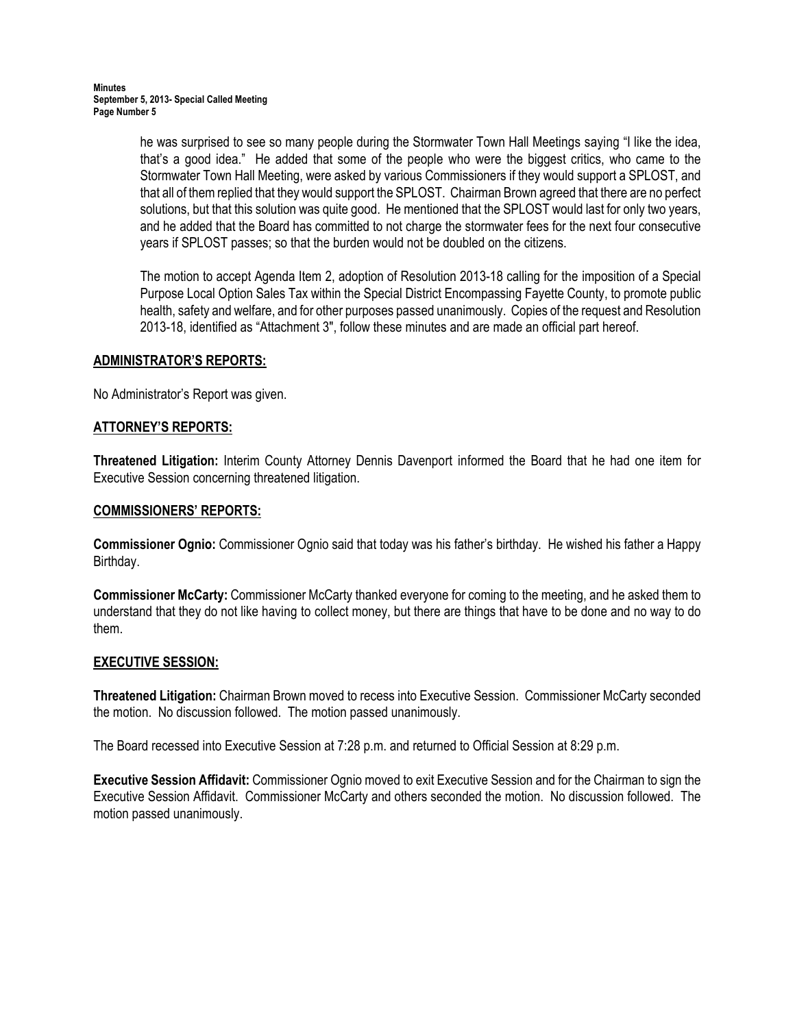he was surprised to see so many people during the Stormwater Town Hall Meetings saying "I like the idea, that's a good idea." He added that some of the people who were the biggest critics, who came to the Stormwater Town Hall Meeting, were asked by various Commissioners if they would support a SPLOST, and that all of them replied that they would support the SPLOST. Chairman Brown agreed that there are no perfect solutions, but that this solution was quite good. He mentioned that the SPLOST would last for only two years, and he added that the Board has committed to not charge the stormwater fees for the next four consecutive years if SPLOST passes; so that the burden would not be doubled on the citizens.

The motion to accept Agenda Item 2, adoption of Resolution 2013-18 calling for the imposition of a Special Purpose Local Option Sales Tax within the Special District Encompassing Fayette County, to promote public health, safety and welfare, and for other purposes passed unanimously. Copies of the request and Resolution 2013-18, identified as "Attachment 3", follow these minutes and are made an official part hereof.

## ADMINISTRATOR'S REPORTS:

No Administrator's Report was given.

## ATTORNEY'S REPORTS:

**Threatened Litigation:** Interim County Attorney Dennis Davenport informed the Board that he had one item for Executive Session concerning threatened litigation.

## COMMISSIONERS' REPORTS:

**Commissioner Ognio:** Commissioner Ognio said that today was his father's birthday. He wished his father a Happy Birthday.

**Commissioner McCarty:** Commissioner McCarty thanked everyone for coming to the meeting, and he asked them to understand that they do not like having to collect money, but there are things that have to be done and no way to do them.

## EXECUTIVE SESSION:

**Threatened Litigation:** Chairman Brown moved to recess into Executive Session. Commissioner McCarty seconded the motion. No discussion followed. The motion passed unanimously.

The Board recessed into Executive Session at 7:28 p.m. and returned to Official Session at 8:29 p.m.

**Executive Session Affidavit:** Commissioner Ognio moved to exit Executive Session and for the Chairman to sign the Executive Session Affidavit. Commissioner McCarty and others seconded the motion. No discussion followed. The motion passed unanimously.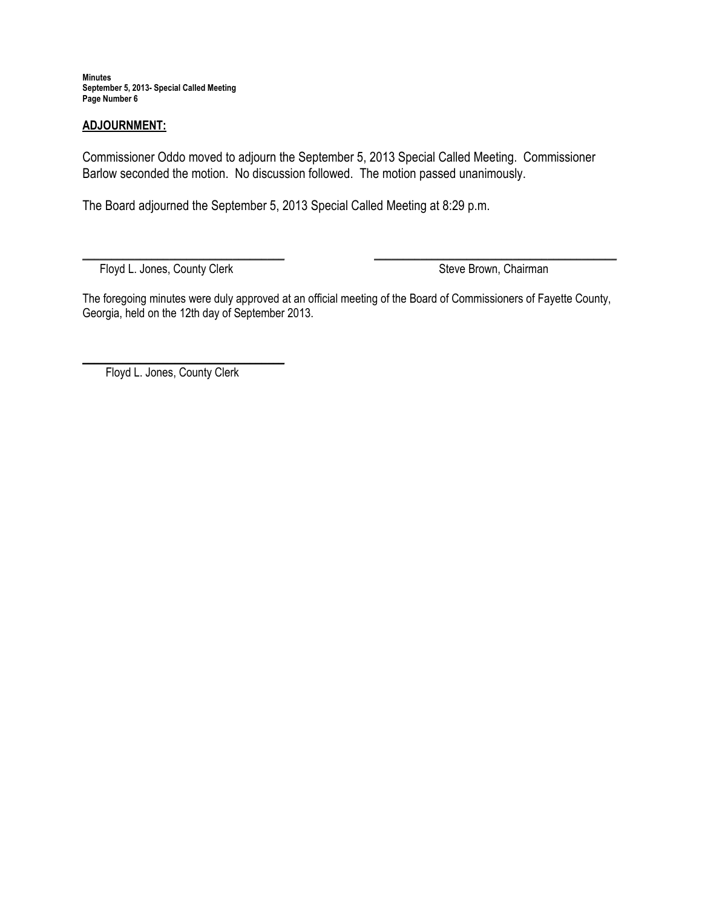**ADJOURNMENT:**

Commissioner Oddo moved to adjourn the September 5, 2013 Special Called Meeting. Commissioner Barlow seconded the motion. No discussion followed. The motion passed unanimously.

The Board adjourned the September 5, 2013 Special Called Meeting at 8:29 p.m.

___________________________________ Floyd L. Jones, County Clerk

___________________________________ Steve Brown, Chairman

The foregoing minutes were duly approved at an official meeting of the Board of Commissioners of Fayette County, Georgia, held on the 12th day of September 2013.

___________________________________ Floyd L. Jones, County Clerk